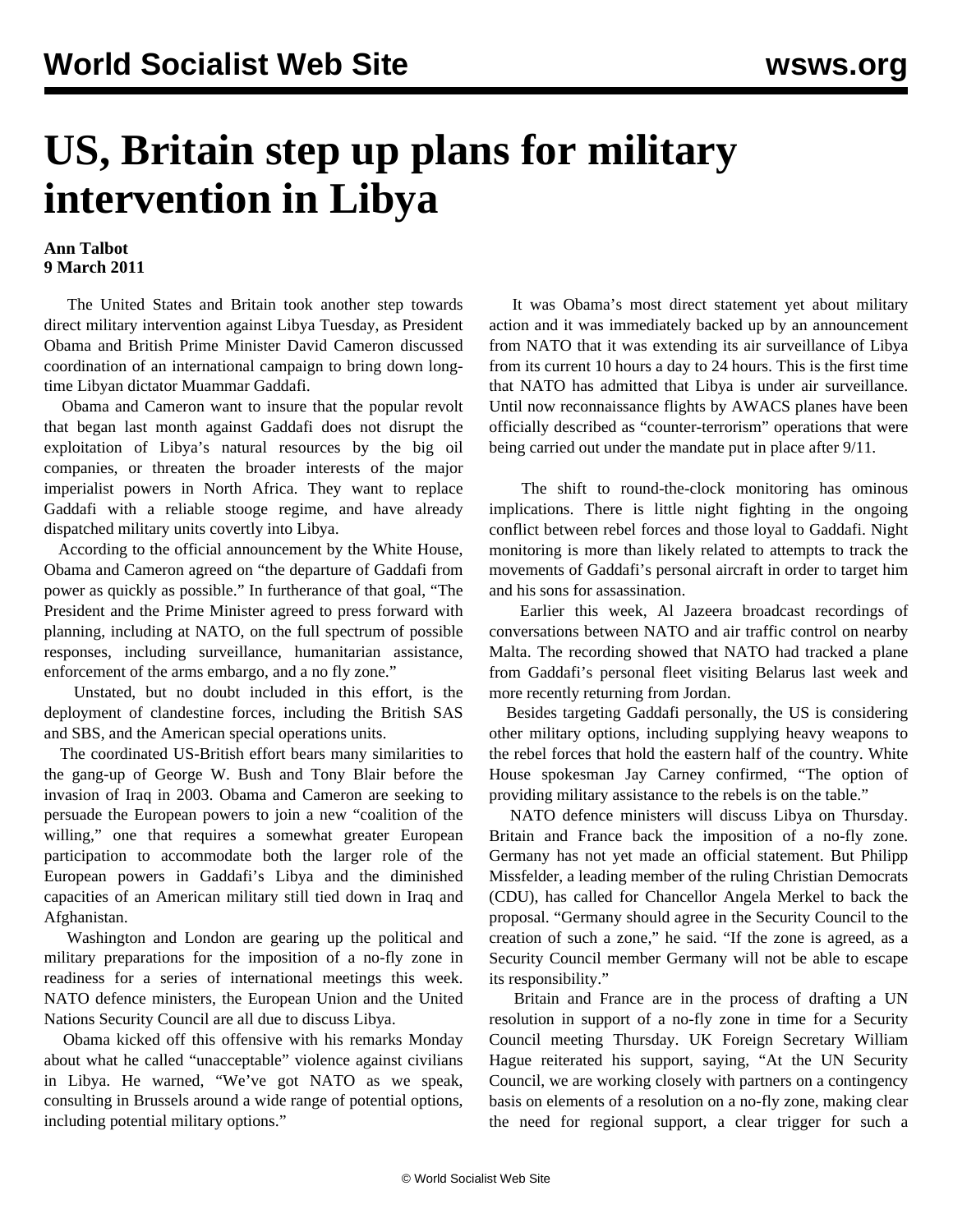# US, Britain step up plans for military intervention in Libya

**Ann Talbot**
**9 March 2011**

The United States and Britain took another step towards direct military intervention against Libya Tuesday, as President Obama and British Prime Minister David Cameron discussed coordination of an international campaign to bring down long-time Libyan dictator Muammar Gaddafi.

Obama and Cameron want to insure that the popular revolt that began last month against Gaddafi does not disrupt the exploitation of Libya's natural resources by the big oil companies, or threaten the broader interests of the major imperialist powers in North Africa. They want to replace Gaddafi with a reliable stooge regime, and have already dispatched military units covertly into Libya.

According to the official announcement by the White House, Obama and Cameron agreed on "the departure of Gaddafi from power as quickly as possible." In furtherance of that goal, "The President and the Prime Minister agreed to press forward with planning, including at NATO, on the full spectrum of possible responses, including surveillance, humanitarian assistance, enforcement of the arms embargo, and a no fly zone."

Unstated, but no doubt included in this effort, is the deployment of clandestine forces, including the British SAS and SBS, and the American special operations units.

The coordinated US-British effort bears many similarities to the gang-up of George W. Bush and Tony Blair before the invasion of Iraq in 2003. Obama and Cameron are seeking to persuade the European powers to join a new "coalition of the willing," one that requires a somewhat greater European participation to accommodate both the larger role of the European powers in Gaddafi's Libya and the diminished capacities of an American military still tied down in Iraq and Afghanistan.

Washington and London are gearing up the political and military preparations for the imposition of a no-fly zone in readiness for a series of international meetings this week. NATO defence ministers, the European Union and the United Nations Security Council are all due to discuss Libya.

Obama kicked off this offensive with his remarks Monday about what he called "unacceptable" violence against civilians in Libya. He warned, "We've got NATO as we speak, consulting in Brussels around a wide range of potential options, including potential military options."

It was Obama's most direct statement yet about military action and it was immediately backed up by an announcement from NATO that it was extending its air surveillance of Libya from its current 10 hours a day to 24 hours. This is the first time that NATO has admitted that Libya is under air surveillance. Until now reconnaissance flights by AWACS planes have been officially described as "counter-terrorism" operations that were being carried out under the mandate put in place after 9/11.

The shift to round-the-clock monitoring has ominous implications. There is little night fighting in the ongoing conflict between rebel forces and those loyal to Gaddafi. Night monitoring is more than likely related to attempts to track the movements of Gaddafi's personal aircraft in order to target him and his sons for assassination.

Earlier this week, Al Jazeera broadcast recordings of conversations between NATO and air traffic control on nearby Malta. The recording showed that NATO had tracked a plane from Gaddafi's personal fleet visiting Belarus last week and more recently returning from Jordan.

Besides targeting Gaddafi personally, the US is considering other military options, including supplying heavy weapons to the rebel forces that hold the eastern half of the country. White House spokesman Jay Carney confirmed, "The option of providing military assistance to the rebels is on the table."

NATO defence ministers will discuss Libya on Thursday. Britain and France back the imposition of a no-fly zone. Germany has not yet made an official statement. But Philipp Missfelder, a leading member of the ruling Christian Democrats (CDU), has called for Chancellor Angela Merkel to back the proposal. "Germany should agree in the Security Council to the creation of such a zone," he said. "If the zone is agreed, as a Security Council member Germany will not be able to escape its responsibility."

Britain and France are in the process of drafting a UN resolution in support of a no-fly zone in time for a Security Council meeting Thursday. UK Foreign Secretary William Hague reiterated his support, saying, "At the UN Security Council, we are working closely with partners on a contingency basis on elements of a resolution on a no-fly zone, making clear the need for regional support, a clear trigger for such a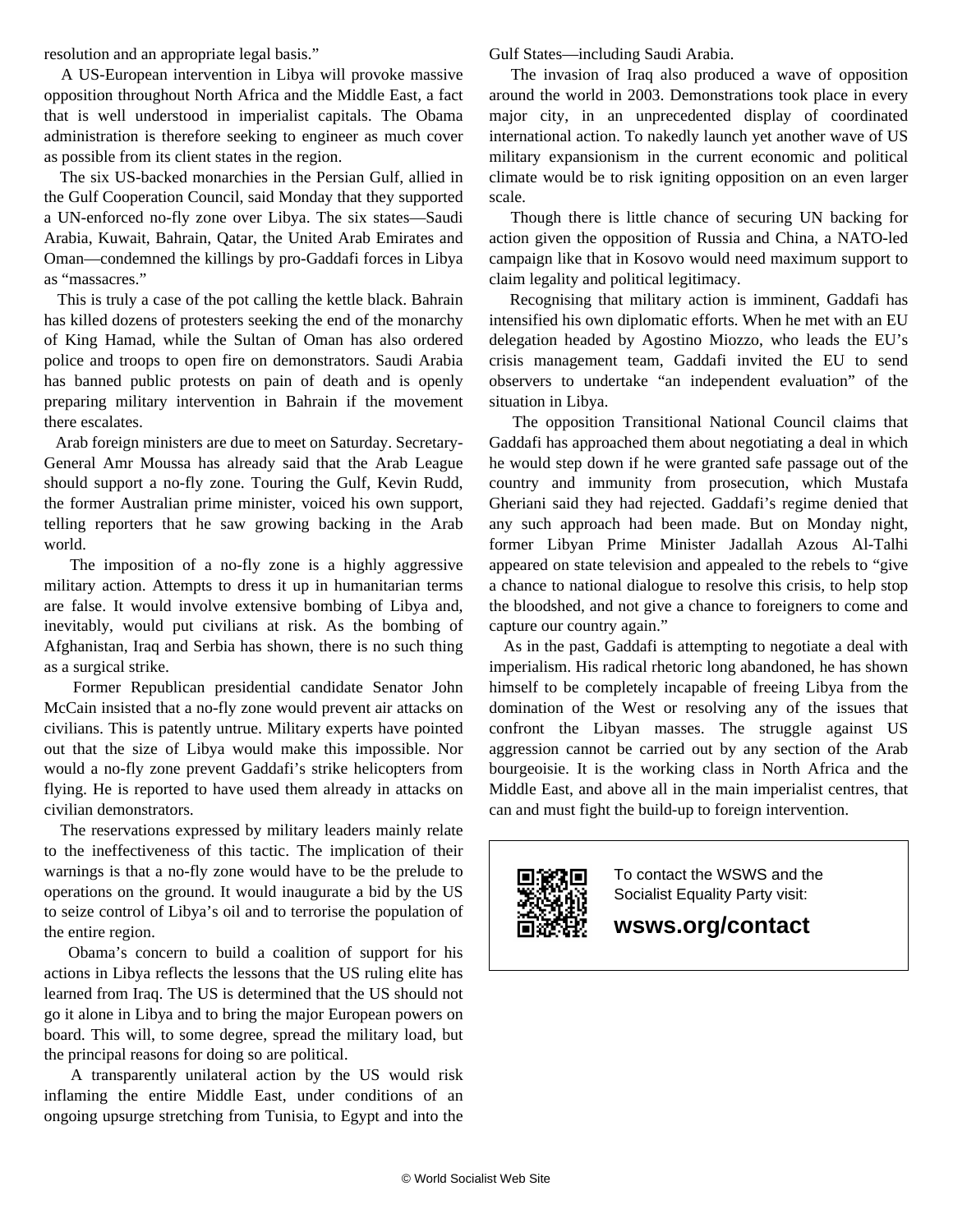resolution and an appropriate legal basis."

A US-European intervention in Libya will provoke massive opposition throughout North Africa and the Middle East, a fact that is well understood in imperialist capitals. The Obama administration is therefore seeking to engineer as much cover as possible from its client states in the region.

The six US-backed monarchies in the Persian Gulf, allied in the Gulf Cooperation Council, said Monday that they supported a UN-enforced no-fly zone over Libya. The six states—Saudi Arabia, Kuwait, Bahrain, Qatar, the United Arab Emirates and Oman—condemned the killings by pro-Gaddafi forces in Libya as "massacres."

This is truly a case of the pot calling the kettle black. Bahrain has killed dozens of protesters seeking the end of the monarchy of King Hamad, while the Sultan of Oman has also ordered police and troops to open fire on demonstrators. Saudi Arabia has banned public protests on pain of death and is openly preparing military intervention in Bahrain if the movement there escalates.

Arab foreign ministers are due to meet on Saturday. Secretary-General Amr Moussa has already said that the Arab League should support a no-fly zone. Touring the Gulf, Kevin Rudd, the former Australian prime minister, voiced his own support, telling reporters that he saw growing backing in the Arab world.

The imposition of a no-fly zone is a highly aggressive military action. Attempts to dress it up in humanitarian terms are false. It would involve extensive bombing of Libya and, inevitably, would put civilians at risk. As the bombing of Afghanistan, Iraq and Serbia has shown, there is no such thing as a surgical strike.

Former Republican presidential candidate Senator John McCain insisted that a no-fly zone would prevent air attacks on civilians. This is patently untrue. Military experts have pointed out that the size of Libya would make this impossible. Nor would a no-fly zone prevent Gaddafi's strike helicopters from flying. He is reported to have used them already in attacks on civilian demonstrators.

The reservations expressed by military leaders mainly relate to the ineffectiveness of this tactic. The implication of their warnings is that a no-fly zone would have to be the prelude to operations on the ground. It would inaugurate a bid by the US to seize control of Libya's oil and to terrorise the population of the entire region.

Obama's concern to build a coalition of support for his actions in Libya reflects the lessons that the US ruling elite has learned from Iraq. The US is determined that the US should not go it alone in Libya and to bring the major European powers on board. This will, to some degree, spread the military load, but the principal reasons for doing so are political.

A transparently unilateral action by the US would risk inflaming the entire Middle East, under conditions of an ongoing upsurge stretching from Tunisia, to Egypt and into the Gulf States—including Saudi Arabia.

The invasion of Iraq also produced a wave of opposition around the world in 2003. Demonstrations took place in every major city, in an unprecedented display of coordinated international action. To nakedly launch yet another wave of US military expansionism in the current economic and political climate would be to risk igniting opposition on an even larger scale.

Though there is little chance of securing UN backing for action given the opposition of Russia and China, a NATO-led campaign like that in Kosovo would need maximum support to claim legality and political legitimacy.

Recognising that military action is imminent, Gaddafi has intensified his own diplomatic efforts. When he met with an EU delegation headed by Agostino Miozzo, who leads the EU's crisis management team, Gaddafi invited the EU to send observers to undertake "an independent evaluation" of the situation in Libya.

The opposition Transitional National Council claims that Gaddafi has approached them about negotiating a deal in which he would step down if he were granted safe passage out of the country and immunity from prosecution, which Mustafa Gheriani said they had rejected. Gaddafi's regime denied that any such approach had been made. But on Monday night, former Libyan Prime Minister Jadallah Azous Al-Talhi appeared on state television and appealed to the rebels to "give a chance to national dialogue to resolve this crisis, to help stop the bloodshed, and not give a chance to foreigners to come and capture our country again."

As in the past, Gaddafi is attempting to negotiate a deal with imperialism. His radical rhetoric long abandoned, he has shown himself to be completely incapable of freeing Libya from the domination of the West or resolving any of the issues that confront the Libyan masses. The struggle against US aggression cannot be carried out by any section of the Arab bourgeoisie. It is the working class in North Africa and the Middle East, and above all in the main imperialist centres, that can and must fight the build-up to foreign intervention.

To contact the WSWS and the Socialist Equality Party visit:

**wsws.org/contact**